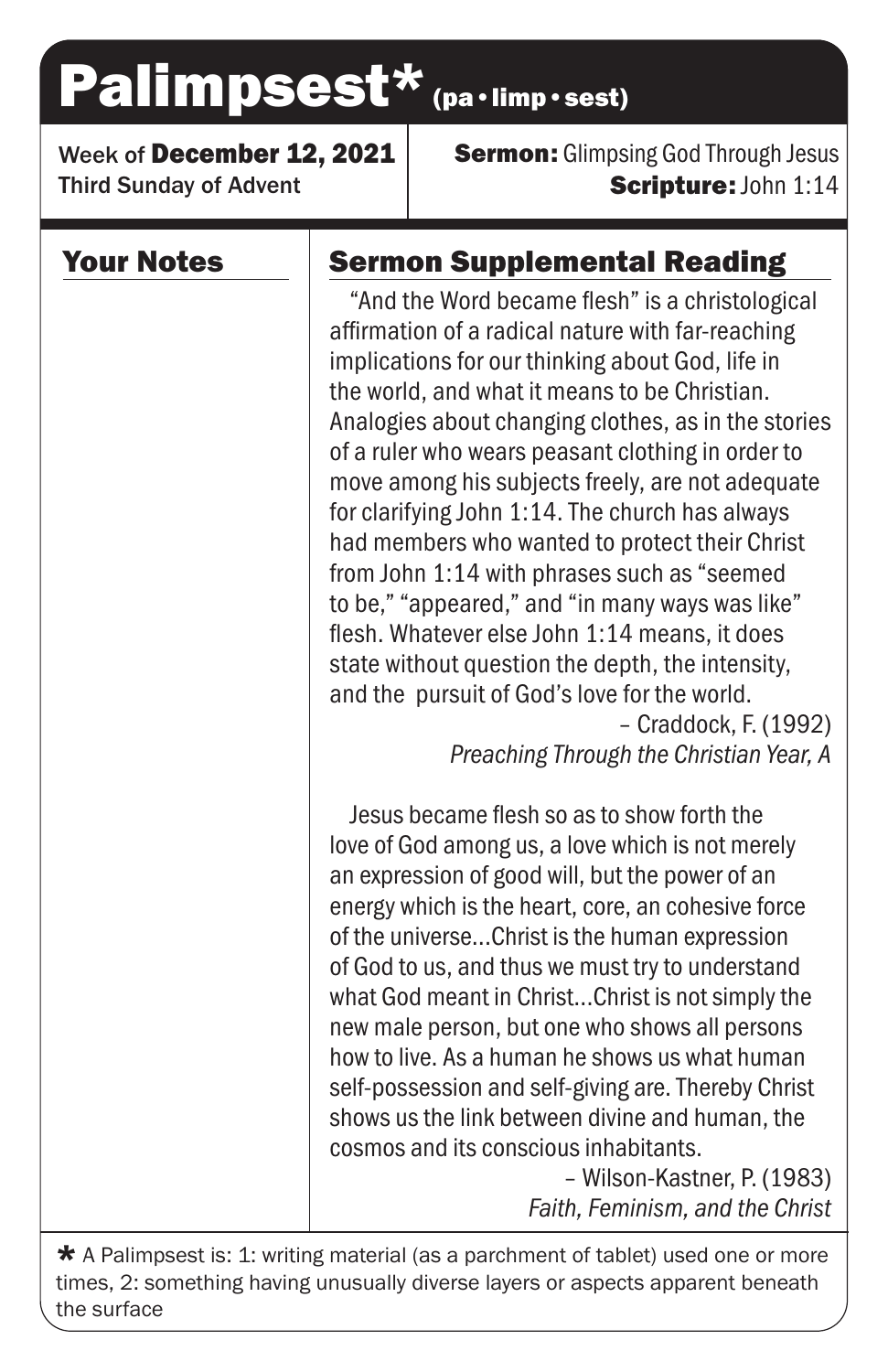# Palimpsest* (pa • limp • sest)

Week of **December 12, 2021**
Third Sunday of Advent

**Sermon:** Glimpsing God Through Jesus
**Scripture:** John 1:14

## Your Notes

## Sermon Supplemental Reading

"And the Word became flesh" is a christological affirmation of a radical nature with far-reaching implications for our thinking about God, life in the world, and what it means to be Christian. Analogies about changing clothes, as in the stories of a ruler who wears peasant clothing in order to move among his subjects freely, are not adequate for clarifying John 1:14. The church has always had members who wanted to protect their Christ from John 1:14 with phrases such as "seemed to be," "appeared," and "in many ways was like" flesh. Whatever else John 1:14 means, it does state without question the depth, the intensity, and the pursuit of God's love for the world.

– Craddock, F. (1992)
*Preaching Through the Christian Year, A*

Jesus became flesh so as to show forth the love of God among us, a love which is not merely an expression of good will, but the power of an energy which is the heart, core, an cohesive force of the universe...Christ is the human expression of God to us, and thus we must try to understand what God meant in Christ...Christ is not simply the new male person, but one who shows all persons how to live. As a human he shows us what human self-possession and self-giving are. Thereby Christ shows us the link between divine and human, the cosmos and its conscious inhabitants.

– Wilson-Kastner, P. (1983)
*Faith, Feminism, and the Christ*

* A Palimpsest is: 1: writing material (as a parchment of tablet) used one or more times, 2: something having unusually diverse layers or aspects apparent beneath the surface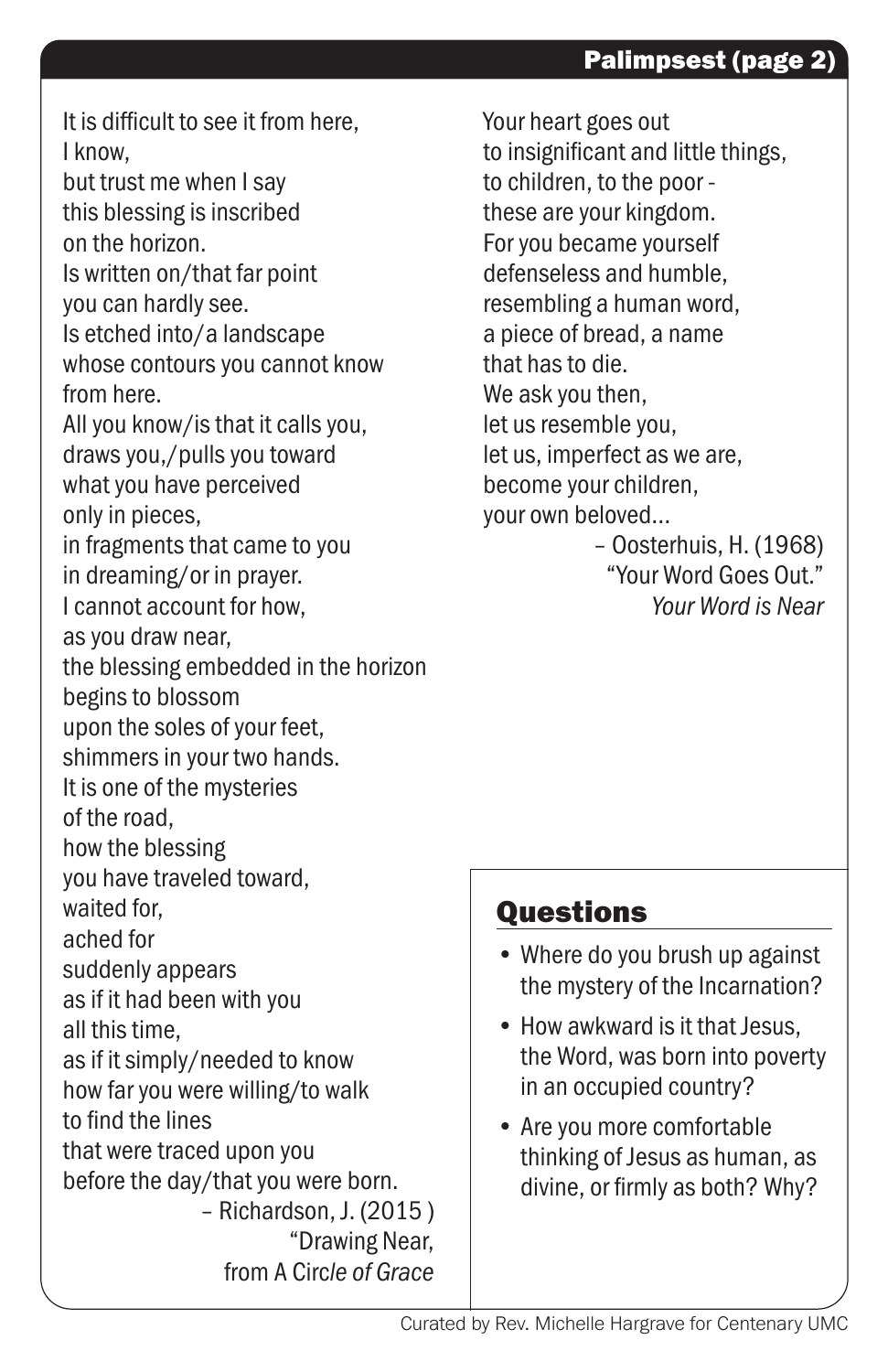It is difficult to see it from here,
I know,
but trust me when I say
this blessing is inscribed
on the horizon.
Is written on/that far point
you can hardly see.
Is etched into/a landscape
whose contours you cannot know
from here.
All you know/is that it calls you,
draws you,/pulls you toward
what you have perceived
only in pieces,
in fragments that came to you
in dreaming/or in prayer.
I cannot account for how,
as you draw near,
the blessing embedded in the horizon
begins to blossom
upon the soles of your feet,
shimmers in your two hands.
It is one of the mysteries
of the road,
how the blessing
you have traveled toward,
waited for,
ached for
suddenly appears
as if it had been with you
all this time,
as if it simply/needed to know
how far you were willing/to walk
to find the lines
that were traced upon you
before the day/that you were born.

– Richardson, J. (2015 ) "Drawing Near, from A Circ*le of Grace*

Your heart goes out
to insignificant and little things,
to children, to the poor -
these are your kingdom.
For you became yourself
defenseless and humble,
resembling a human word,
a piece of bread, a name
that has to die.
We ask you then,
let us resemble you,
let us, imperfect as we are,
become your children,
your own beloved...

– Oosterhuis, H. (1968) "Your Word Goes Out." *Your Word is Near*

## Questions

- Where do you brush up against the mystery of the Incarnation?
- How awkward is it that Jesus, the Word, was born into poverty in an occupied country?
- Are you more comfortable thinking of Jesus as human, as divine, or firmly as both? Why?

Curated by Rev. Michelle Hargrave for Centenary UMC